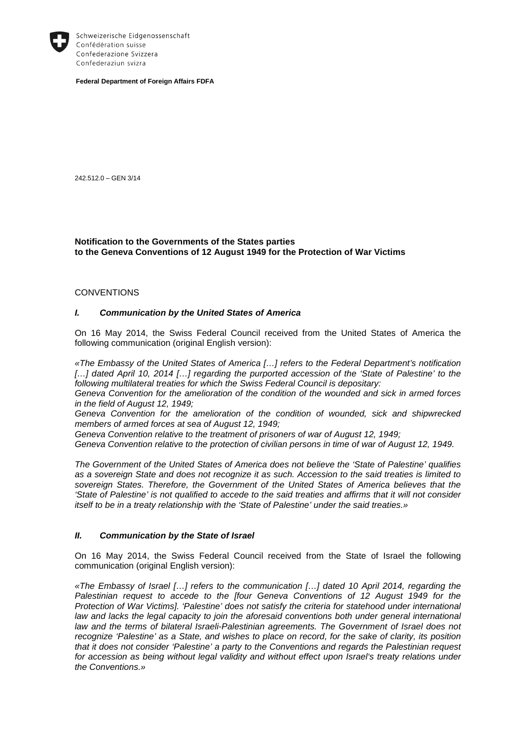Schweizerische Eidgenossenschaft
Confédération suisse
Confederazione Svizzera
Confederaziun svizra

**Federal Department of Foreign Affairs FDFA**

242.512.0 – GEN 3/14

**Notification to the Governments of the States parties to the Geneva Conventions of 12 August 1949 for the Protection of War Victims**

CONVENTIONS

### *I. Communication by the United States of America*

On 16 May 2014, the Swiss Federal Council received from the United States of America the following communication (original English version):

*«The Embassy of the United States of America […] refers to the Federal Department's notification […] dated April 10, 2014 […] regarding the purported accession of the 'State of Palestine' to the following multilateral treaties for which the Swiss Federal Council is depositary:*
*Geneva Convention for the amelioration of the condition of the wounded and sick in armed forces in the field of August 12, 1949;*
*Geneva Convention for the amelioration of the condition of wounded, sick and shipwrecked members of armed forces at sea of August 12, 1949;*
*Geneva Convention relative to the treatment of prisoners of war of August 12, 1949;*
*Geneva Convention relative to the protection of civilian persons in time of war of August 12, 1949.*

*The Government of the United States of America does not believe the 'State of Palestine' qualifies as a sovereign State and does not recognize it as such. Accession to the said treaties is limited to sovereign States. Therefore, the Government of the United States of America believes that the 'State of Palestine' is not qualified to accede to the said treaties and affirms that it will not consider itself to be in a treaty relationship with the 'State of Palestine' under the said treaties.»*

### *II. Communication by the State of Israel*

On 16 May 2014, the Swiss Federal Council received from the State of Israel the following communication (original English version):

*«The Embassy of Israel […] refers to the communication […] dated 10 April 2014, regarding the Palestinian request to accede to the [four Geneva Conventions of 12 August 1949 for the Protection of War Victims]. 'Palestine' does not satisfy the criteria for statehood under international law and lacks the legal capacity to join the aforesaid conventions both under general international law and the terms of bilateral Israeli-Palestinian agreements. The Government of Israel does not recognize 'Palestine' as a State, and wishes to place on record, for the sake of clarity, its position that it does not consider 'Palestine' a party to the Conventions and regards the Palestinian request for accession as being without legal validity and without effect upon Israel's treaty relations under the Conventions.»*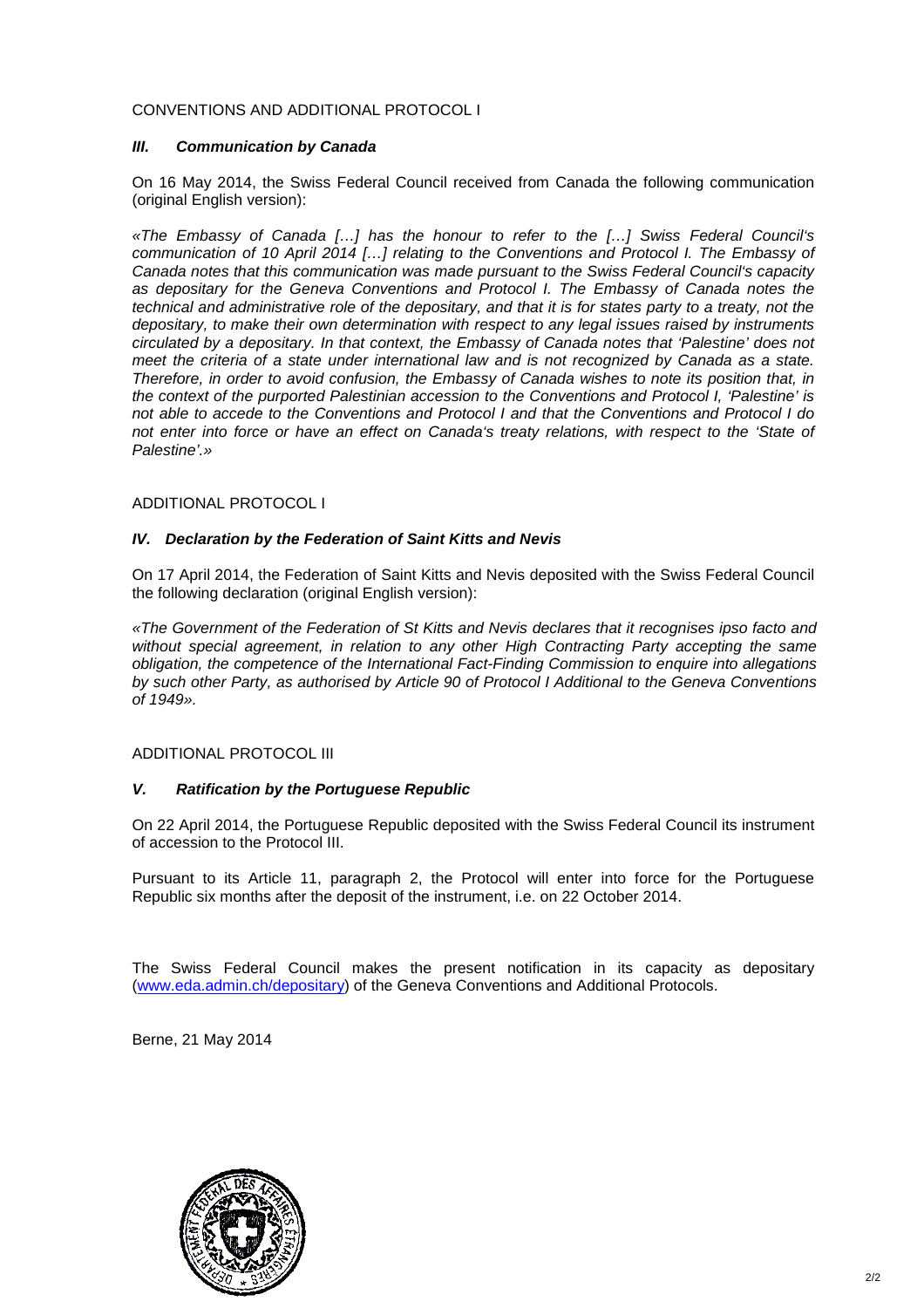CONVENTIONS AND ADDITIONAL PROTOCOL I

### *III. Communication by Canada*

On 16 May 2014, the Swiss Federal Council received from Canada the following communication (original English version):

*«The Embassy of Canada […] has the honour to refer to the […] Swiss Federal Council's communication of 10 April 2014 […] relating to the Conventions and Protocol I. The Embassy of Canada notes that this communication was made pursuant to the Swiss Federal Council's capacity as depositary for the Geneva Conventions and Protocol I. The Embassy of Canada notes the technical and administrative role of the depositary, and that it is for states party to a treaty, not the depositary, to make their own determination with respect to any legal issues raised by instruments circulated by a depositary. In that context, the Embassy of Canada notes that 'Palestine' does not meet the criteria of a state under international law and is not recognized by Canada as a state. Therefore, in order to avoid confusion, the Embassy of Canada wishes to note its position that, in the context of the purported Palestinian accession to the Conventions and Protocol I, 'Palestine' is not able to accede to the Conventions and Protocol I and that the Conventions and Protocol I do not enter into force or have an effect on Canada's treaty relations, with respect to the 'State of Palestine'.»*

ADDITIONAL PROTOCOL I

### *IV. Declaration by the Federation of Saint Kitts and Nevis*

On 17 April 2014, the Federation of Saint Kitts and Nevis deposited with the Swiss Federal Council the following declaration (original English version):

*«The Government of the Federation of St Kitts and Nevis declares that it recognises ipso facto and without special agreement, in relation to any other High Contracting Party accepting the same obligation, the competence of the International Fact-Finding Commission to enquire into allegations by such other Party, as authorised by Article 90 of Protocol I Additional to the Geneva Conventions of 1949».*

ADDITIONAL PROTOCOL III

### *V. Ratification by the Portuguese Republic*

On 22 April 2014, the Portuguese Republic deposited with the Swiss Federal Council its instrument of accession to the Protocol III.

Pursuant to its Article 11, paragraph 2, the Protocol will enter into force for the Portuguese Republic six months after the deposit of the instrument, i.e. on 22 October 2014.

The Swiss Federal Council makes the present notification in its capacity as depositary (www.eda.admin.ch/depositary) of the Geneva Conventions and Additional Protocols.

Berne, 21 May 2014